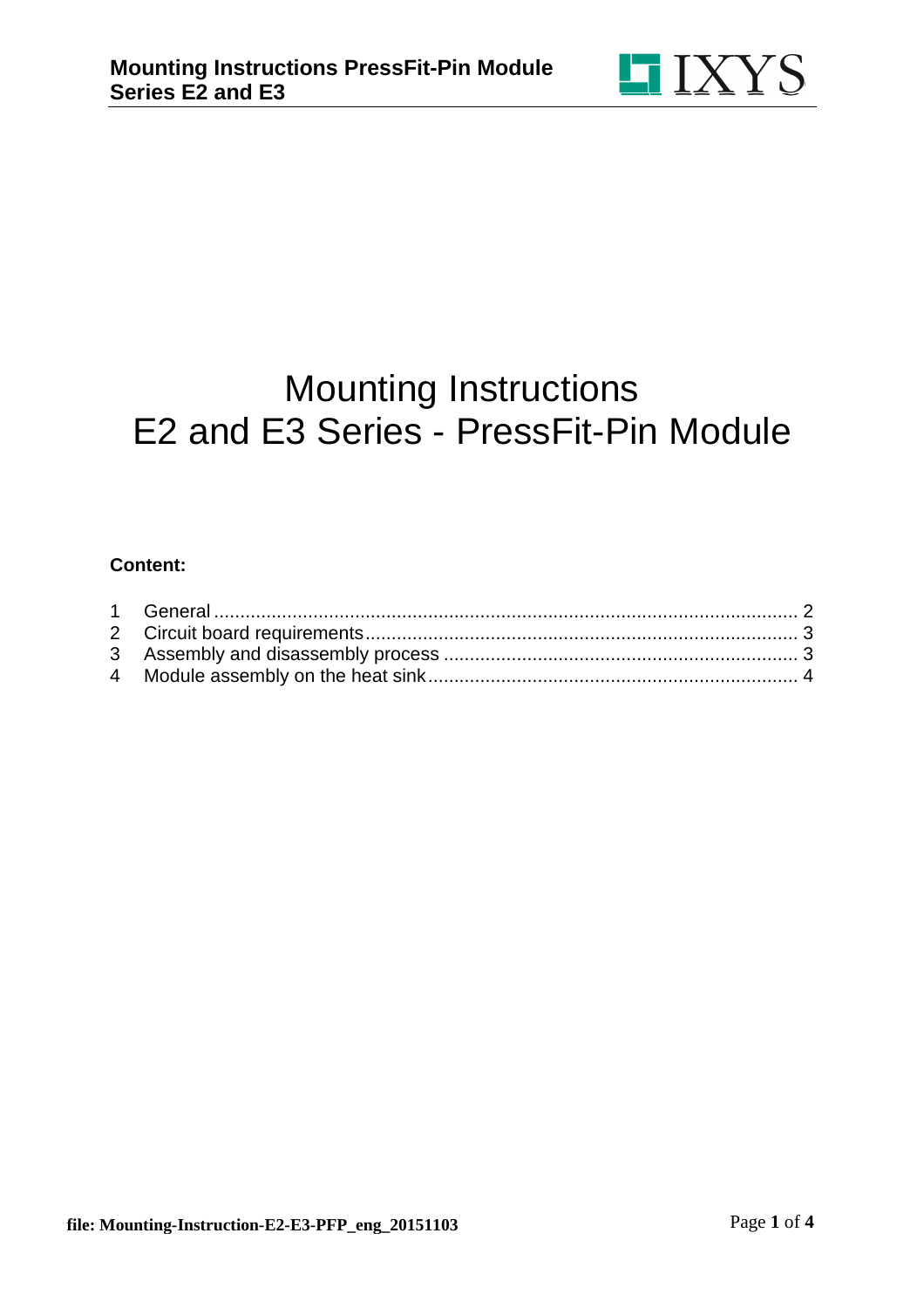# Mounting Instructions
# E2 and E3 Series - PressFit-Pin Module

**Content:**

1 General ........................................................................................................ 2
2 Circuit board requirements ........................................................................ 3
3 Assembly and disassembly process .......................................................... 3
4 Module assembly on the heat sink ............................................................. 4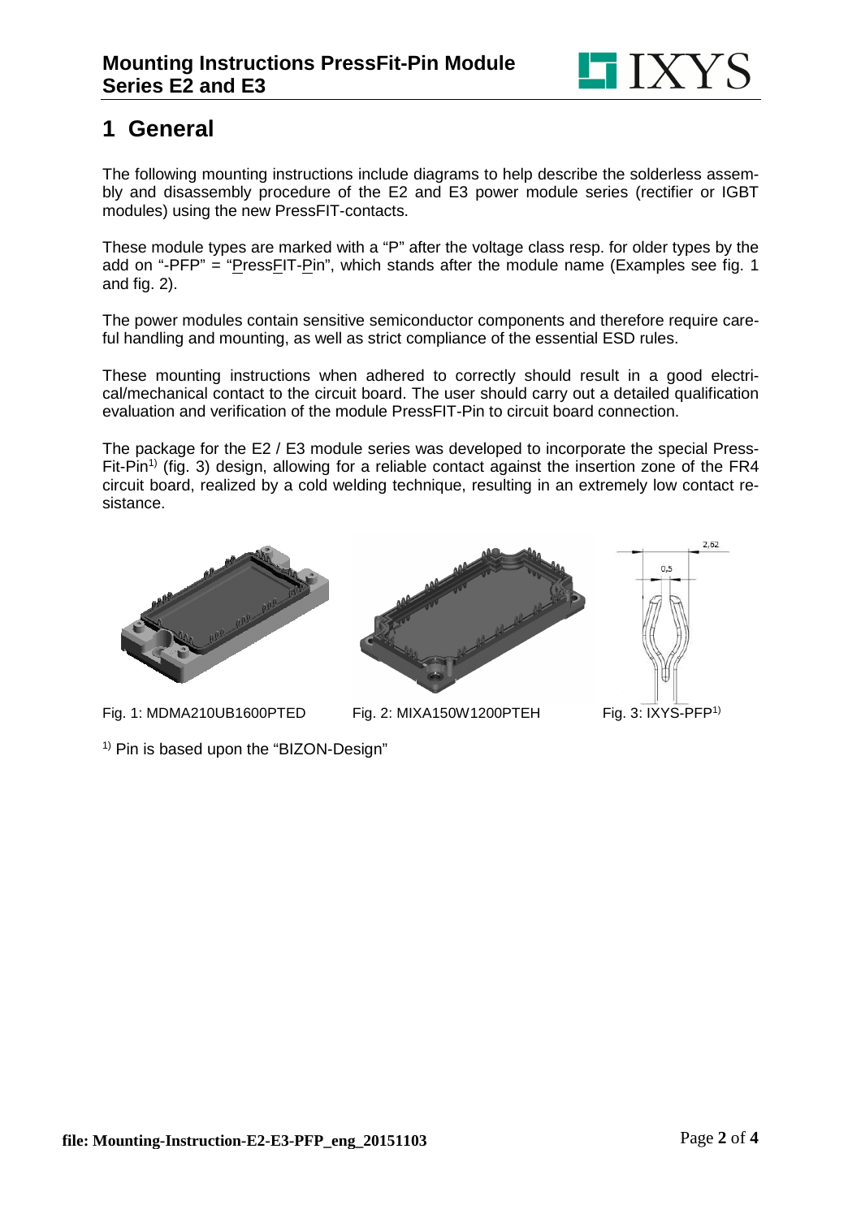# 1 General

The following mounting instructions include diagrams to help describe the solderless assembly and disassembly procedure of the E2 and E3 power module series (rectifier or IGBT modules) using the new PressFIT-contacts.

These module types are marked with a "P" after the voltage class resp. for older types by the add on "-PFP" = "PressFIT-Pin", which stands after the module name (Examples see fig. 1 and fig. 2).

The power modules contain sensitive semiconductor components and therefore require careful handling and mounting, as well as strict compliance of the essential ESD rules.

These mounting instructions when adhered to correctly should result in a good electrical/mechanical contact to the circuit board. The user should carry out a detailed qualification evaluation and verification of the module PressFIT-Pin to circuit board connection.

The package for the E2 / E3 module series was developed to incorporate the special PressFit-Pin[1] (fig. 3) design, allowing for a reliable contact against the insertion zone of the FR4 circuit board, realized by a cold welding technique, resulting in an extremely low contact resistance.

Fig. 1: MDMA210UB1600PTED

Fig. 2: MIXA150W1200PTEH

Fig. 3: IXYS-PFP[1]

[1] Pin is based upon the "BIZON-Design"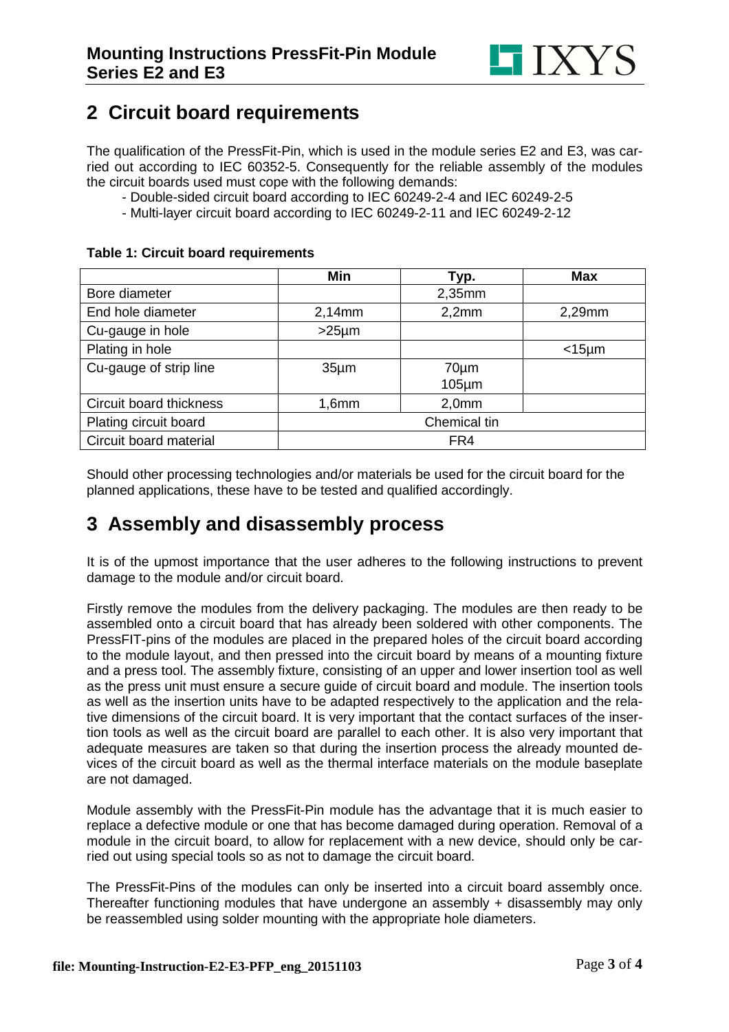## 2 Circuit board requirements

The qualification of the PressFit-Pin, which is used in the module series E2 and E3, was carried out according to IEC 60352-5. Consequently for the reliable assembly of the modules the circuit boards used must cope with the following demands:

- Double-sided circuit board according to IEC 60249-2-4 and IEC 60249-2-5
- Multi-layer circuit board according to IEC 60249-2-11 and IEC 60249-2-12

**Table 1: Circuit board requirements**

| | Min | Typ. | Max |
|---|---|---|---|
| Bore diameter | | 2,35mm | |
| End hole diameter | 2,14mm | 2,2mm | 2,29mm |
| Cu-gauge in hole | >25µm | | |
| Plating in hole | | | <15µm |
| Cu-gauge of strip line | 35µm | 70µm<br>105µm | |
| Circuit board thickness | 1,6mm | 2,0mm | |
| Plating circuit board | Chemical tin | | |
| Circuit board material | FR4 | | |

Should other processing technologies and/or materials be used for the circuit board for the planned applications, these have to be tested and qualified accordingly.

## 3 Assembly and disassembly process

It is of the upmost importance that the user adheres to the following instructions to prevent damage to the module and/or circuit board.

Firstly remove the modules from the delivery packaging. The modules are then ready to be assembled onto a circuit board that has already been soldered with other components. The PressFIT-pins of the modules are placed in the prepared holes of the circuit board according to the module layout, and then pressed into the circuit board by means of a mounting fixture and a press tool. The assembly fixture, consisting of an upper and lower insertion tool as well as the press unit must ensure a secure guide of circuit board and module. The insertion tools as well as the insertion units have to be adapted respectively to the application and the relative dimensions of the circuit board. It is very important that the contact surfaces of the insertion tools as well as the circuit board are parallel to each other. It is also very important that adequate measures are taken so that during the insertion process the already mounted devices of the circuit board as well as the thermal interface materials on the module baseplate are not damaged.

Module assembly with the PressFit-Pin module has the advantage that it is much easier to replace a defective module or one that has become damaged during operation. Removal of a module in the circuit board, to allow for replacement with a new device, should only be carried out using special tools so as not to damage the circuit board.

The PressFit-Pins of the modules can only be inserted into a circuit board assembly once. Thereafter functioning modules that have undergone an assembly + disassembly may only be reassembled using solder mounting with the appropriate hole diameters.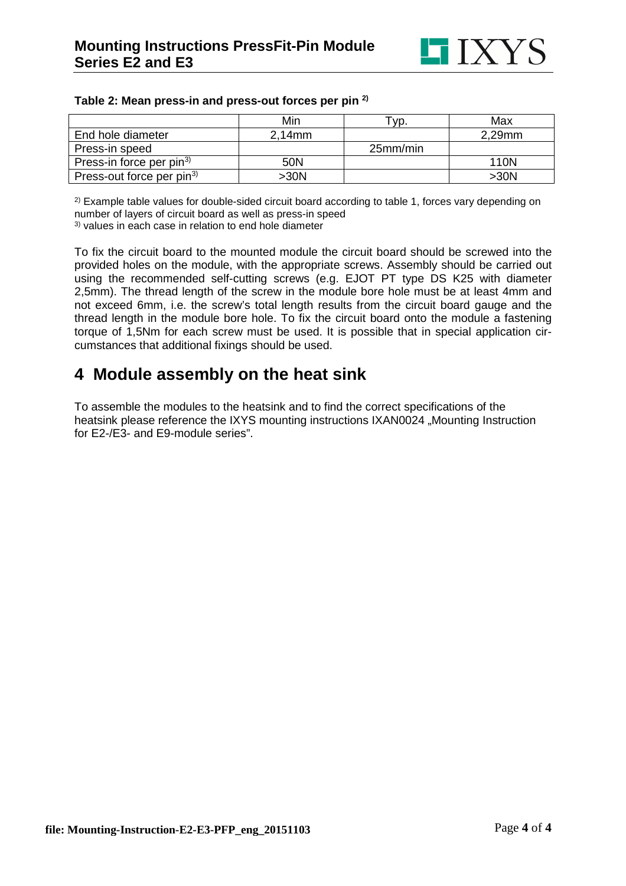**Table 2: Mean press-in and press-out forces per pin [2)]**

| | Min | Typ. | Max |
|---|---|---|---|
| End hole diameter | 2,14mm | | 2,29mm |
| Press-in speed | | 25mm/min | |
| Press-in force per pin[3)] | 50N | | 110N |
| Press-out force per pin[3)] | >30N | | >30N |

[2)] Example table values for double-sided circuit board according to table 1, forces vary depending on number of layers of circuit board as well as press-in speed

[3)] values in each case in relation to end hole diameter

To fix the circuit board to the mounted module the circuit board should be screwed into the provided holes on the module, with the appropriate screws. Assembly should be carried out using the recommended self-cutting screws (e.g. EJOT PT type DS K25 with diameter 2,5mm). The thread length of the screw in the module bore hole must be at least 4mm and not exceed 6mm, i.e. the screw's total length results from the circuit board gauge and the thread length in the module bore hole. To fix the circuit board onto the module a fastening torque of 1,5Nm for each screw must be used. It is possible that in special application circumstances that additional fixings should be used.

# 4 Module assembly on the heat sink

To assemble the modules to the heatsink and to find the correct specifications of the heatsink please reference the IXYS mounting instructions IXAN0024 „Mounting Instruction for E2-/E3- and E9-module series".